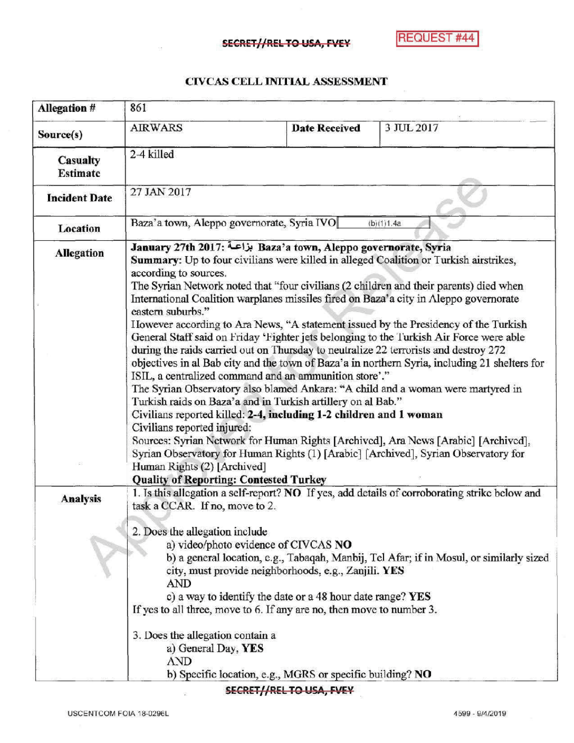SECRET//REL TO USA, FVEY

REQUEST #44

# CIVCAS CELL INITIAL ASSESSMENT

| Allegation # | 861 | | |
|---|---|---|---|
| Source(s) | AIRWARS | Date Received | 3 JUL 2017 |
| Casualty Estimate | 2-4 killed | | |
| Incident Date | 27 JAN 2017 | | |
| Location | Baza'a town, Aleppo governorate, Syria IVO (b)(1)1.4a | | |
| Allegation | **January 27th 2017: بزاعة Baza'a town, Aleppo governorate, Syria** <br> **Summary:** Up to four civilians were killed in alleged Coalition or Turkish airstrikes, according to sources. <br> The Syrian Network noted that "four civilians (2 children and their parents) died when International Coalition warplanes missiles fired on Baza'a city in Aleppo governorate eastern suburbs." <br> However according to Ara News, "A statement issued by the Presidency of the Turkish General Staff said on Friday 'Fighter jets belonging to the Turkish Air Force were able during the raids carried out on Thursday to neutralize 22 terrorists and destroy 272 objectives in al Bab city and the town of Baza'a in northern Syria, including 21 shelters for ISIL, a centralized command and an ammunition store'." <br> The Syrian Observatory also blamed Ankara: "A child and a woman were martyred in Turkish raids on Baza'a and in Turkish artillery on al Bab." <br> Civilians reported killed: **2-4, including 1-2 children and 1 woman** <br> Civilians reported injured: <br> Sources: Syrian Network for Human Rights [Archived], Ara News [Arabic] [Archived], Syrian Observatory for Human Rights (1) [Arabic] [Archived], Syrian Observatory for Human Rights (2) [Archived] <br> **Quality of Reporting: Contested Turkey** | | |
| Analysis | 1. Is this allegation a self-report? **NO** If yes, add details of corroborating strike below and task a CCAR. If no, move to 2. <br><br> 2. Does the allegation include <br> a) video/photo evidence of CIVCAS **NO** <br> b) a general location, e.g., Tabaqah, Manbij, Tel Afar; if in Mosul, or similarly sized city, must provide neighborhoods, e.g., Zanjili. **YES** <br> AND <br> c) a way to identify the date or a 48 hour date range? **YES** <br> If yes to all three, move to 6. If any are no, then move to number 3. <br><br> 3. Does the allegation contain a <br> a) General Day, **YES** <br> AND <br> b) Specific location, e.g., MGRS or specific building? **NO** | | |

SECRET//REL TO USA, FVEY

USCENTCOM FOIA 18-0296L 4599 - 9/4/2019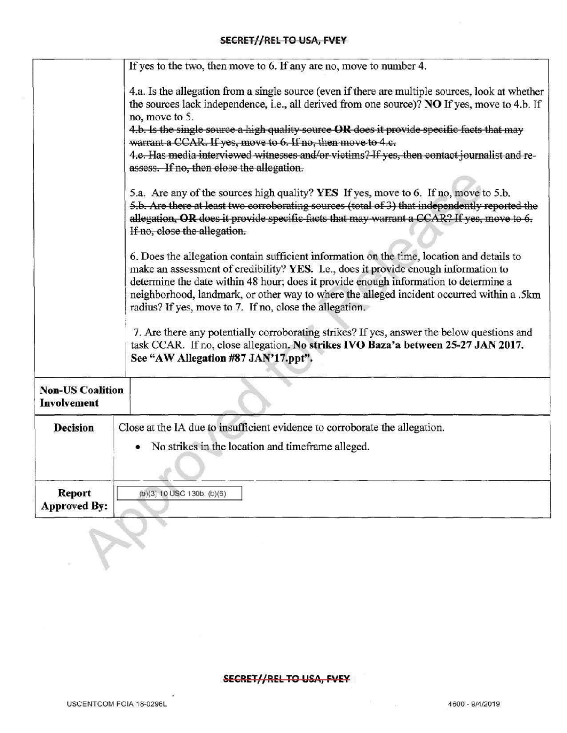| | |
|---|---|
| | If yes to the two, then move to 6. If any are no, move to number 4.<br><br>4.a. Is the allegation from a single source (even if there are multiple sources, look at whether the sources lack independence, i.e., all derived from one source)? **NO** If yes, move to 4.b. If no, move to 5.<br>~~4.b. Is the single source a high quality source **OR** does it provide specific facts that may warrant a CCAR. If yes, move to 6. If no, then move to 4.c.~~<br>~~4.c. Has media interviewed witnesses and/or victims? If yes, then contact journalist and re-assess. If no, then close the allegation.~~<br><br>5.a. Are any of the sources high quality? **YES** If yes, move to 6. If no, move to 5.b.<br>~~5.b. Are there at least two corroborating sources (total of 3) that independently reported the allegation, **OR** does it provide specific facts that may warrant a CCAR? If yes, move to 6. If no, close the allegation.~~<br><br>6. Does the allegation contain sufficient information on the time, location and details to make an assessment of credibility? **YES**. I.e., does it provide enough information to determine the date within 48 hour; does it provide enough information to determine a neighborhood, landmark, or other way to where the alleged incident occurred within a .5km radius? If yes, move to 7. If no, close the allegation.<br><br>7. Are there any potentially corroborating strikes? If yes, answer the below questions and task CCAR. If no, close allegation. **No strikes IVO Baza'a between 25-27 JAN 2017. See "AW Allegation #87 JAN'17.ppt".** |
| **Non-US Coalition Involvement** | |
| **Decision** | Close at the IA due to insufficient evidence to corroborate the allegation.<br>• No strikes in the location and timeframe alleged. |
| **Report Approved By:** | (b)(3) 10 USC 130b; (b)(6) |

USCENTCOM FOIA 18-0296L

4600 - 9/4/2019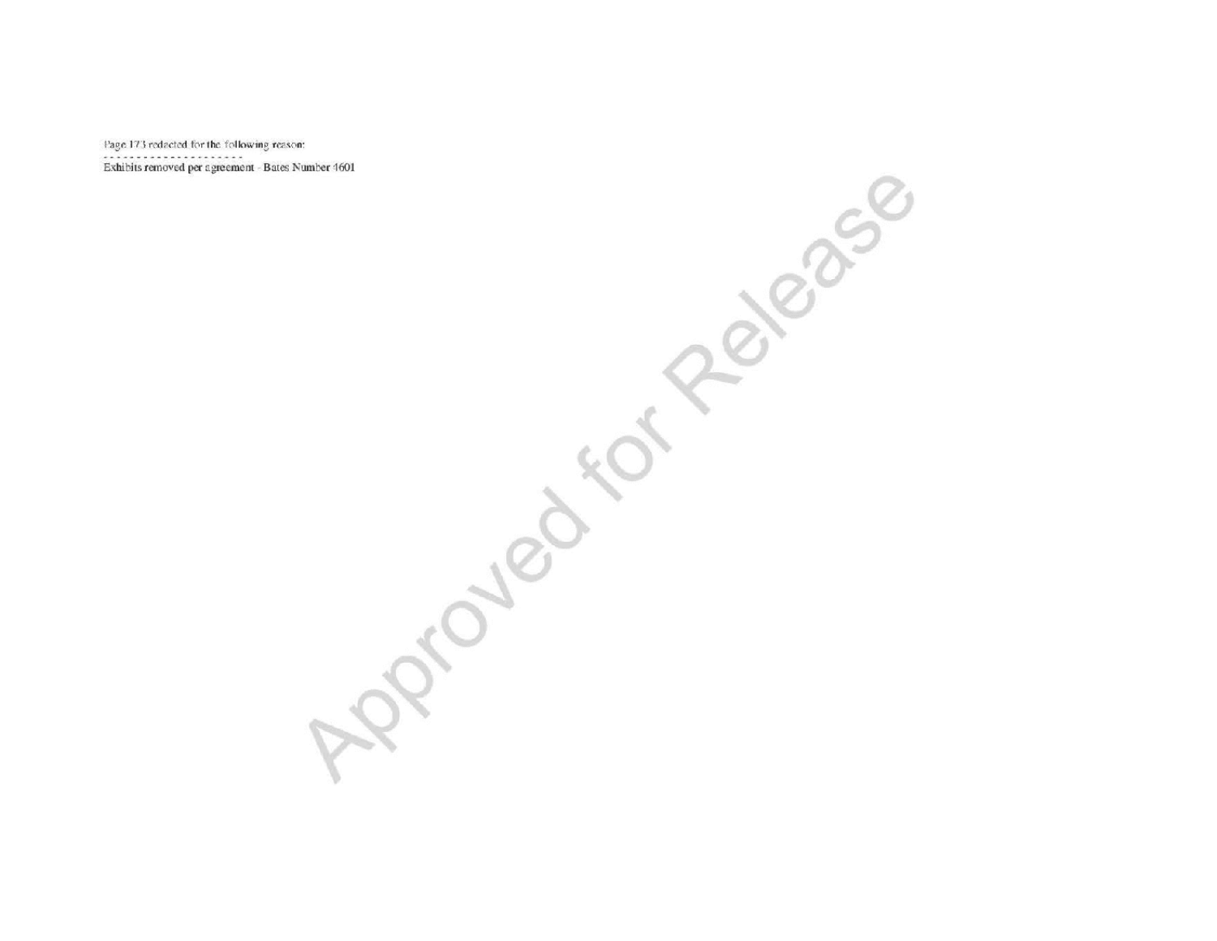Page 173 redacted for the following reason:

- - - - - - - - - - - - - - - - - - - - -

Exhibits removed per agreement - Bates Number 4601